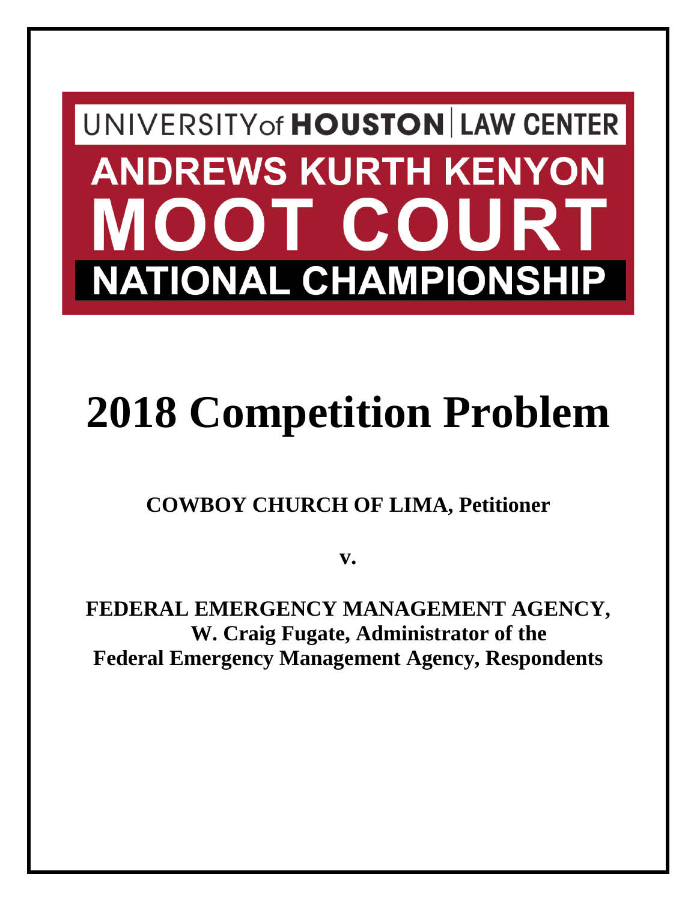UNIVERSITY of HOUSTON | LAW CENTER

ANDREWS KURTH KENYON

MOOT COURT

NATIONAL CHAMPIONSHIP

# 2018 Competition Problem

**COWBOY CHURCH OF LIMA, Petitioner**

**v.**

**FEDERAL EMERGENCY MANAGEMENT AGENCY,**
**W. Craig Fugate, Administrator of the**
**Federal Emergency Management Agency, Respondents**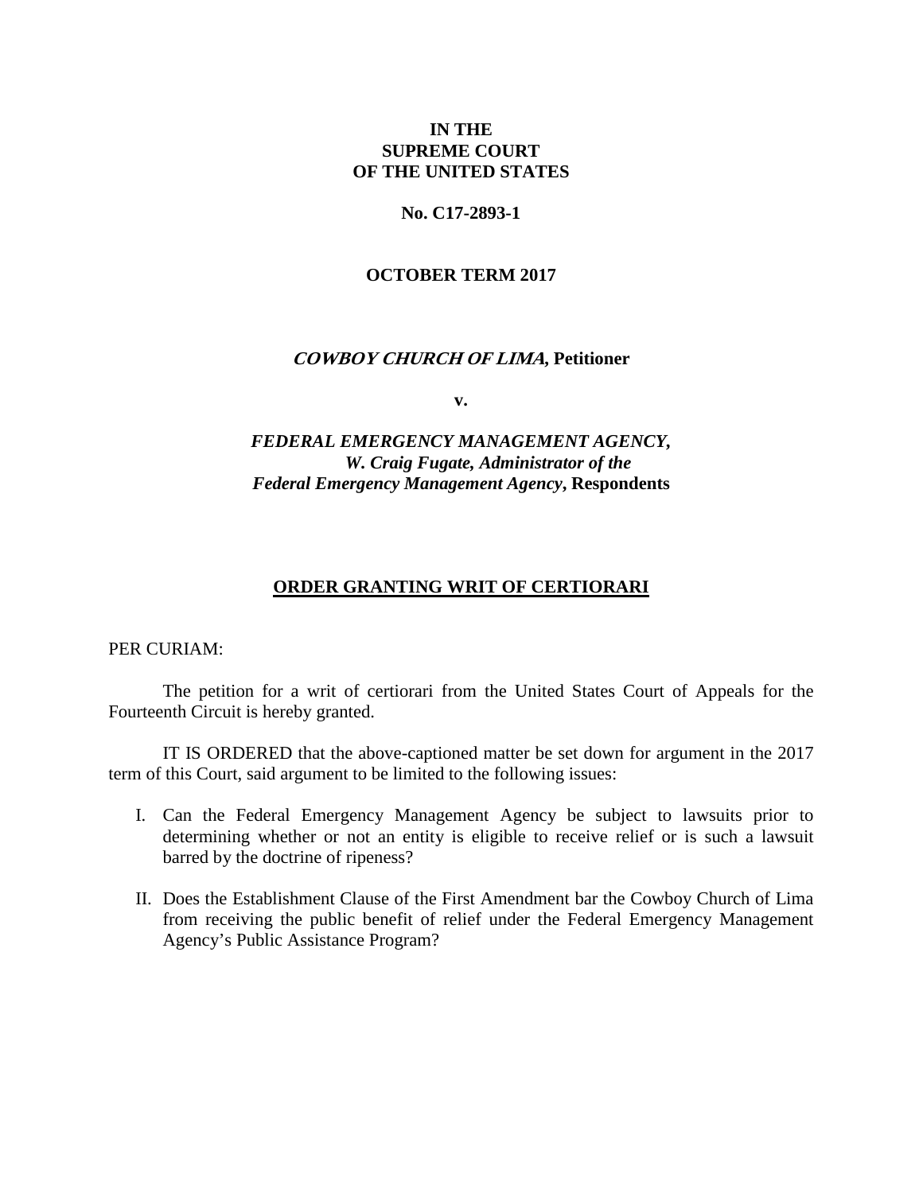**IN THE**
**SUPREME COURT**
**OF THE UNITED STATES**

**No. C17-2893-1**

**OCTOBER TERM 2017**

***COWBOY CHURCH OF LIMA*, Petitioner**

**v.**

***FEDERAL EMERGENCY MANAGEMENT AGENCY,***
***W. Craig Fugate, Administrator of the***
***Federal Emergency Management Agency*, Respondents**

## ORDER GRANTING WRIT OF CERTIORARI

PER CURIAM:

The petition for a writ of certiorari from the United States Court of Appeals for the Fourteenth Circuit is hereby granted.

IT IS ORDERED that the above-captioned matter be set down for argument in the 2017 term of this Court, said argument to be limited to the following issues:

I. Can the Federal Emergency Management Agency be subject to lawsuits prior to determining whether or not an entity is eligible to receive relief or is such a lawsuit barred by the doctrine of ripeness?

II. Does the Establishment Clause of the First Amendment bar the Cowboy Church of Lima from receiving the public benefit of relief under the Federal Emergency Management Agency's Public Assistance Program?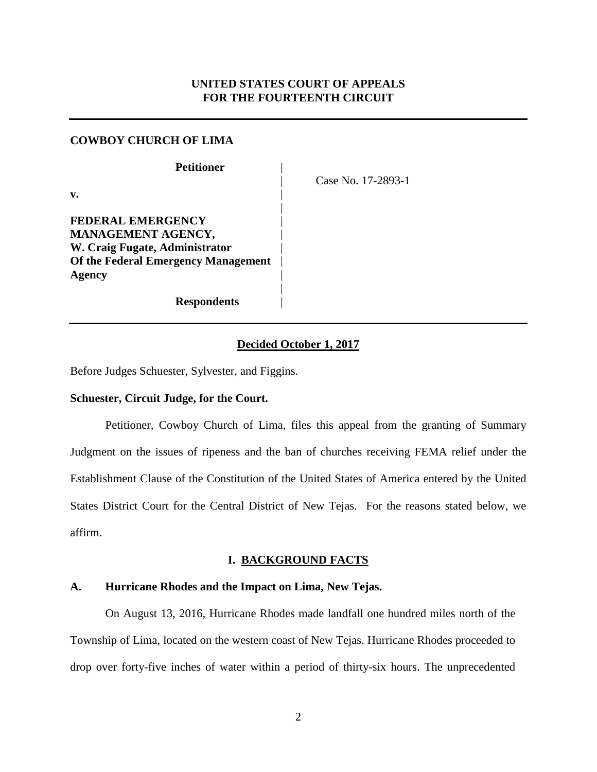**UNITED STATES COURT OF APPEALS**
**FOR THE FOURTEENTH CIRCUIT**

---

**COWBOY CHURCH OF LIMA**

**Petitioner**

**v.**

**FEDERAL EMERGENCY MANAGEMENT AGENCY, W. Craig Fugate, Administrator Of the Federal Emergency Management Agency**

**Respondents**

Case No. 17-2893-1

---

**Decided October 1, 2017**

Before Judges Schuester, Sylvester, and Figgins.

**Schuester, Circuit Judge, for the Court.**

Petitioner, Cowboy Church of Lima, files this appeal from the granting of Summary Judgment on the issues of ripeness and the ban of churches receiving FEMA relief under the Establishment Clause of the Constitution of the United States of America entered by the United States District Court for the Central District of New Tejas. For the reasons stated below, we affirm.

## I. BACKGROUND FACTS

### A. Hurricane Rhodes and the Impact on Lima, New Tejas.

On August 13, 2016, Hurricane Rhodes made landfall one hundred miles north of the Township of Lima, located on the western coast of New Tejas. Hurricane Rhodes proceeded to drop over forty-five inches of water within a period of thirty-six hours. The unprecedented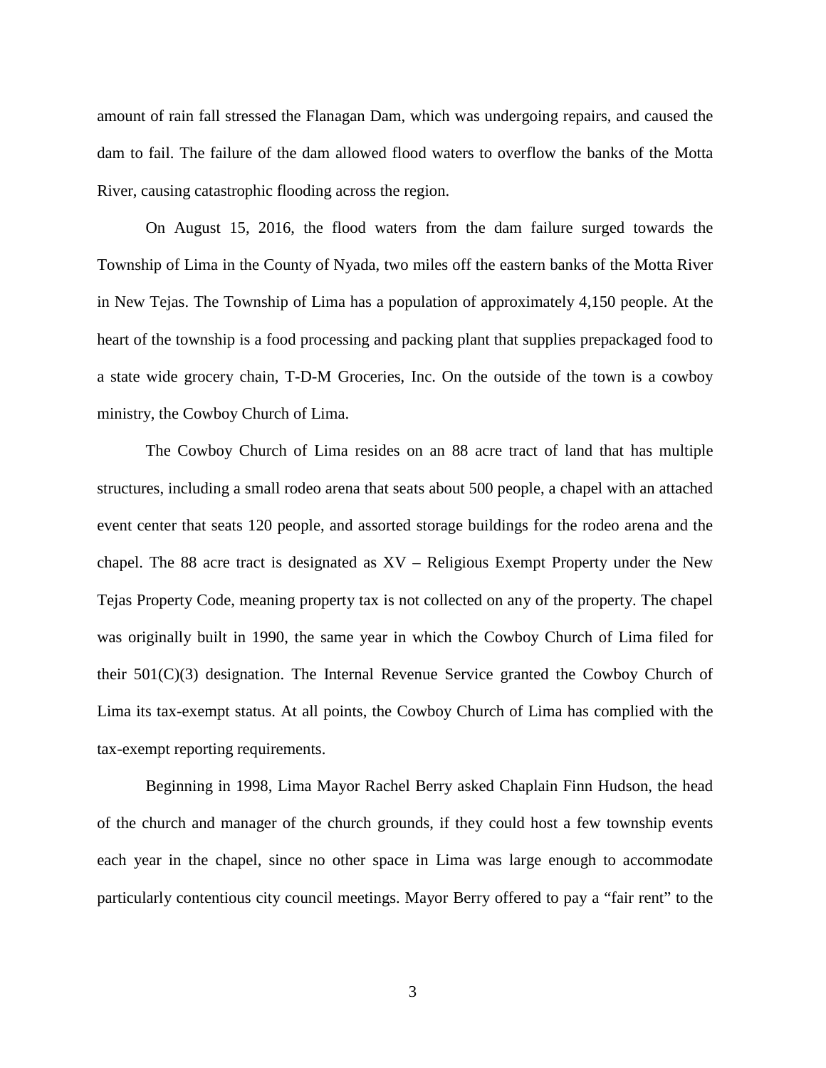amount of rain fall stressed the Flanagan Dam, which was undergoing repairs, and caused the dam to fail. The failure of the dam allowed flood waters to overflow the banks of the Motta River, causing catastrophic flooding across the region.

On August 15, 2016, the flood waters from the dam failure surged towards the Township of Lima in the County of Nyada, two miles off the eastern banks of the Motta River in New Tejas. The Township of Lima has a population of approximately 4,150 people. At the heart of the township is a food processing and packing plant that supplies prepackaged food to a state wide grocery chain, T-D-M Groceries, Inc. On the outside of the town is a cowboy ministry, the Cowboy Church of Lima.

The Cowboy Church of Lima resides on an 88 acre tract of land that has multiple structures, including a small rodeo arena that seats about 500 people, a chapel with an attached event center that seats 120 people, and assorted storage buildings for the rodeo arena and the chapel. The 88 acre tract is designated as XV – Religious Exempt Property under the New Tejas Property Code, meaning property tax is not collected on any of the property. The chapel was originally built in 1990, the same year in which the Cowboy Church of Lima filed for their 501(C)(3) designation. The Internal Revenue Service granted the Cowboy Church of Lima its tax-exempt status. At all points, the Cowboy Church of Lima has complied with the tax-exempt reporting requirements.

Beginning in 1998, Lima Mayor Rachel Berry asked Chaplain Finn Hudson, the head of the church and manager of the church grounds, if they could host a few township events each year in the chapel, since no other space in Lima was large enough to accommodate particularly contentious city council meetings. Mayor Berry offered to pay a "fair rent" to the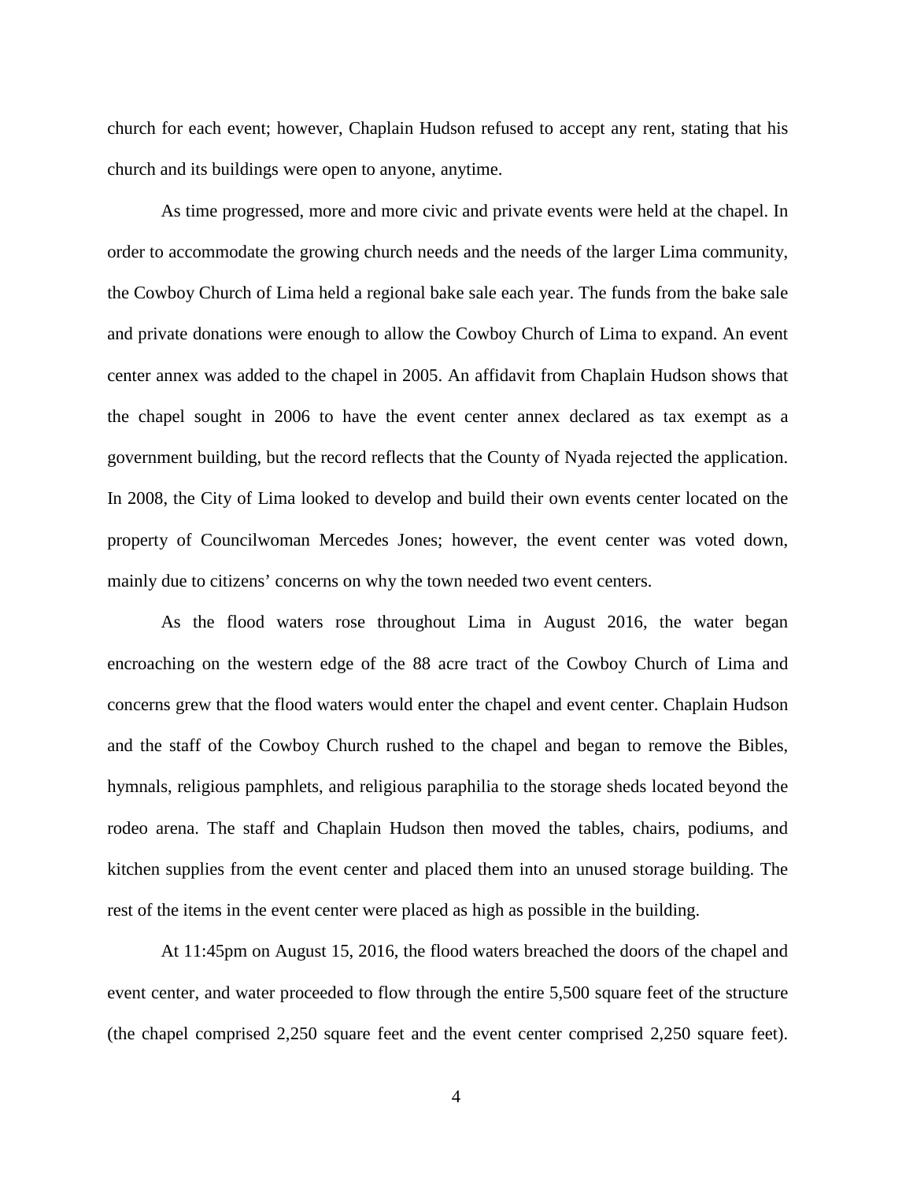church for each event; however, Chaplain Hudson refused to accept any rent, stating that his church and its buildings were open to anyone, anytime.

As time progressed, more and more civic and private events were held at the chapel. In order to accommodate the growing church needs and the needs of the larger Lima community, the Cowboy Church of Lima held a regional bake sale each year. The funds from the bake sale and private donations were enough to allow the Cowboy Church of Lima to expand. An event center annex was added to the chapel in 2005. An affidavit from Chaplain Hudson shows that the chapel sought in 2006 to have the event center annex declared as tax exempt as a government building, but the record reflects that the County of Nyada rejected the application. In 2008, the City of Lima looked to develop and build their own events center located on the property of Councilwoman Mercedes Jones; however, the event center was voted down, mainly due to citizens' concerns on why the town needed two event centers.

As the flood waters rose throughout Lima in August 2016, the water began encroaching on the western edge of the 88 acre tract of the Cowboy Church of Lima and concerns grew that the flood waters would enter the chapel and event center. Chaplain Hudson and the staff of the Cowboy Church rushed to the chapel and began to remove the Bibles, hymnals, religious pamphlets, and religious paraphilia to the storage sheds located beyond the rodeo arena. The staff and Chaplain Hudson then moved the tables, chairs, podiums, and kitchen supplies from the event center and placed them into an unused storage building. The rest of the items in the event center were placed as high as possible in the building.

At 11:45pm on August 15, 2016, the flood waters breached the doors of the chapel and event center, and water proceeded to flow through the entire 5,500 square feet of the structure (the chapel comprised 2,250 square feet and the event center comprised 2,250 square feet).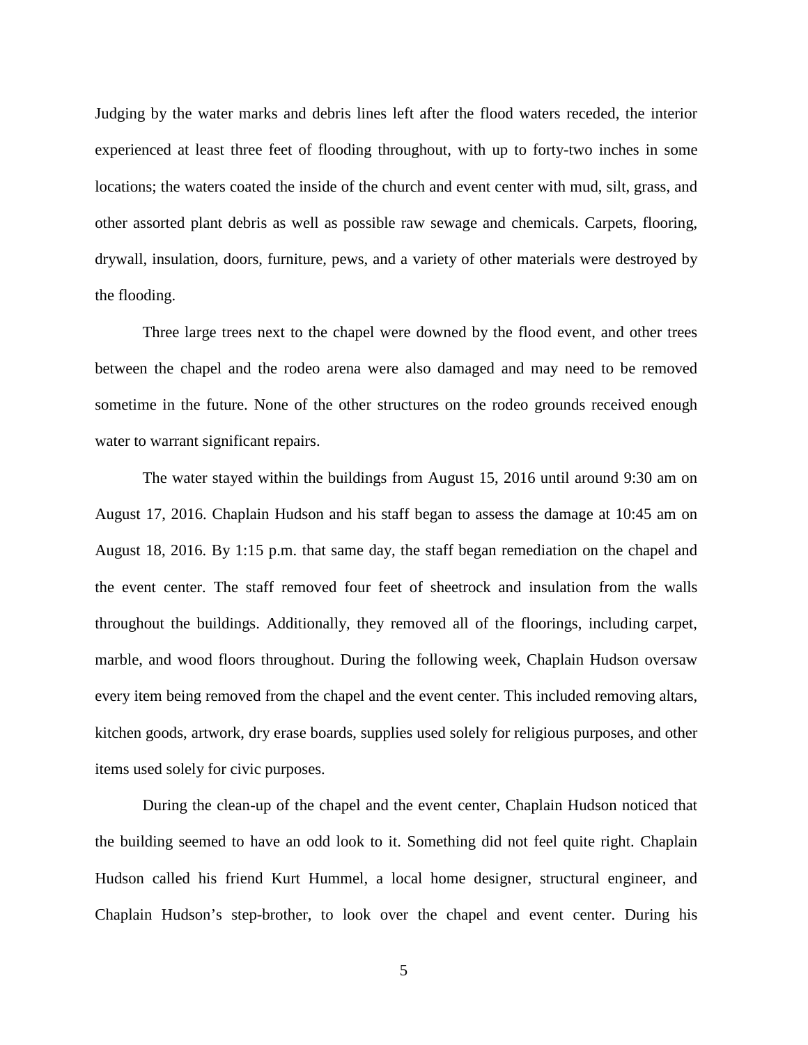Judging by the water marks and debris lines left after the flood waters receded, the interior experienced at least three feet of flooding throughout, with up to forty-two inches in some locations; the waters coated the inside of the church and event center with mud, silt, grass, and other assorted plant debris as well as possible raw sewage and chemicals. Carpets, flooring, drywall, insulation, doors, furniture, pews, and a variety of other materials were destroyed by the flooding.

Three large trees next to the chapel were downed by the flood event, and other trees between the chapel and the rodeo arena were also damaged and may need to be removed sometime in the future. None of the other structures on the rodeo grounds received enough water to warrant significant repairs.

The water stayed within the buildings from August 15, 2016 until around 9:30 am on August 17, 2016. Chaplain Hudson and his staff began to assess the damage at 10:45 am on August 18, 2016. By 1:15 p.m. that same day, the staff began remediation on the chapel and the event center. The staff removed four feet of sheetrock and insulation from the walls throughout the buildings. Additionally, they removed all of the floorings, including carpet, marble, and wood floors throughout. During the following week, Chaplain Hudson oversaw every item being removed from the chapel and the event center. This included removing altars, kitchen goods, artwork, dry erase boards, supplies used solely for religious purposes, and other items used solely for civic purposes.

During the clean-up of the chapel and the event center, Chaplain Hudson noticed that the building seemed to have an odd look to it. Something did not feel quite right. Chaplain Hudson called his friend Kurt Hummel, a local home designer, structural engineer, and Chaplain Hudson's step-brother, to look over the chapel and event center. During his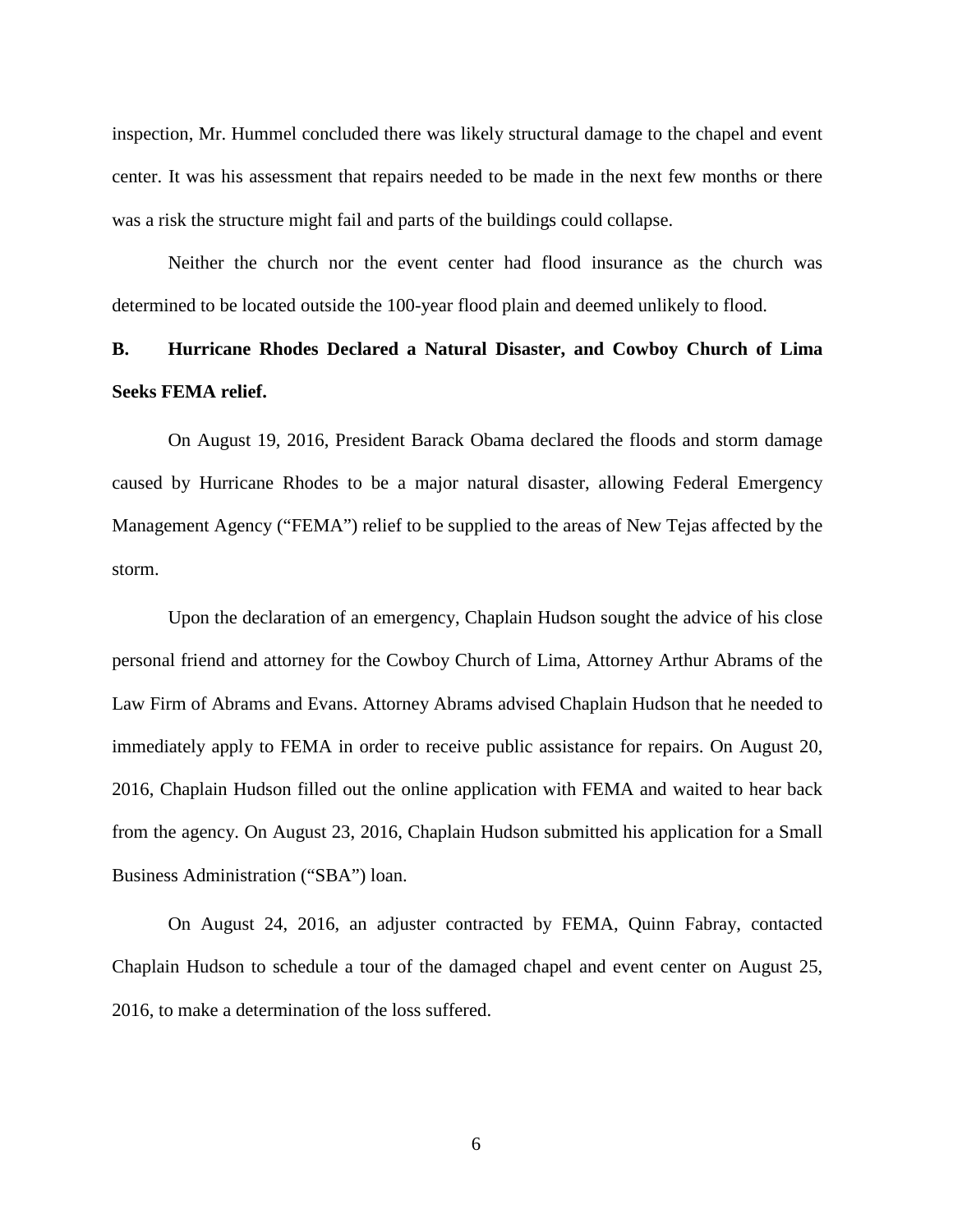inspection, Mr. Hummel concluded there was likely structural damage to the chapel and event center. It was his assessment that repairs needed to be made in the next few months or there was a risk the structure might fail and parts of the buildings could collapse.

Neither the church nor the event center had flood insurance as the church was determined to be located outside the 100-year flood plain and deemed unlikely to flood.

**B. Hurricane Rhodes Declared a Natural Disaster, and Cowboy Church of Lima Seeks FEMA relief.**

On August 19, 2016, President Barack Obama declared the floods and storm damage caused by Hurricane Rhodes to be a major natural disaster, allowing Federal Emergency Management Agency ("FEMA") relief to be supplied to the areas of New Tejas affected by the storm.

Upon the declaration of an emergency, Chaplain Hudson sought the advice of his close personal friend and attorney for the Cowboy Church of Lima, Attorney Arthur Abrams of the Law Firm of Abrams and Evans. Attorney Abrams advised Chaplain Hudson that he needed to immediately apply to FEMA in order to receive public assistance for repairs. On August 20, 2016, Chaplain Hudson filled out the online application with FEMA and waited to hear back from the agency. On August 23, 2016, Chaplain Hudson submitted his application for a Small Business Administration ("SBA") loan.

On August 24, 2016, an adjuster contracted by FEMA, Quinn Fabray, contacted Chaplain Hudson to schedule a tour of the damaged chapel and event center on August 25, 2016, to make a determination of the loss suffered.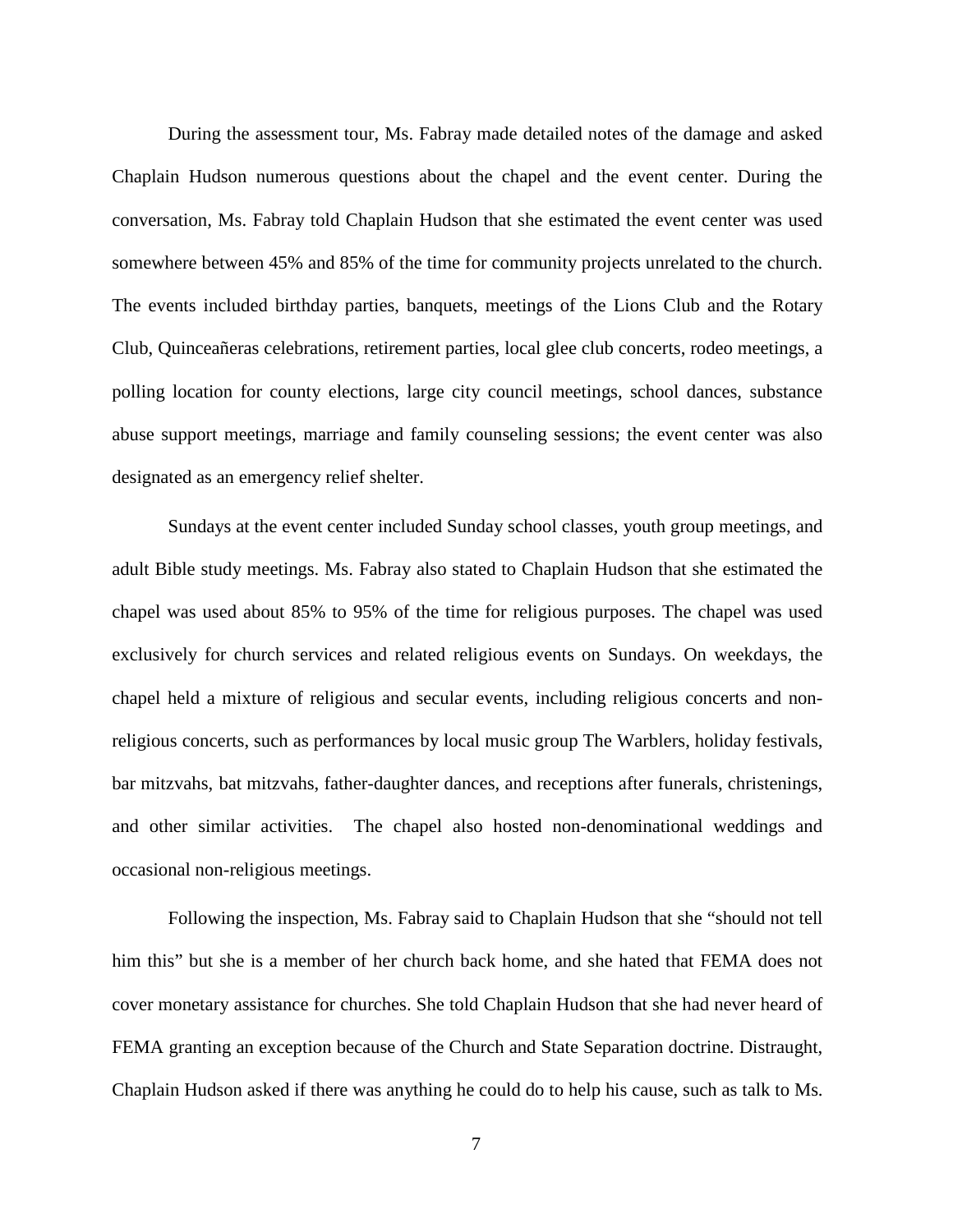During the assessment tour, Ms. Fabray made detailed notes of the damage and asked Chaplain Hudson numerous questions about the chapel and the event center. During the conversation, Ms. Fabray told Chaplain Hudson that she estimated the event center was used somewhere between 45% and 85% of the time for community projects unrelated to the church. The events included birthday parties, banquets, meetings of the Lions Club and the Rotary Club, Quinceañeras celebrations, retirement parties, local glee club concerts, rodeo meetings, a polling location for county elections, large city council meetings, school dances, substance abuse support meetings, marriage and family counseling sessions; the event center was also designated as an emergency relief shelter.

Sundays at the event center included Sunday school classes, youth group meetings, and adult Bible study meetings. Ms. Fabray also stated to Chaplain Hudson that she estimated the chapel was used about 85% to 95% of the time for religious purposes. The chapel was used exclusively for church services and related religious events on Sundays. On weekdays, the chapel held a mixture of religious and secular events, including religious concerts and non-religious concerts, such as performances by local music group The Warblers, holiday festivals, bar mitzvahs, bat mitzvahs, father-daughter dances, and receptions after funerals, christenings, and other similar activities. The chapel also hosted non-denominational weddings and occasional non-religious meetings.

Following the inspection, Ms. Fabray said to Chaplain Hudson that she "should not tell him this" but she is a member of her church back home, and she hated that FEMA does not cover monetary assistance for churches. She told Chaplain Hudson that she had never heard of FEMA granting an exception because of the Church and State Separation doctrine. Distraught, Chaplain Hudson asked if there was anything he could do to help his cause, such as talk to Ms.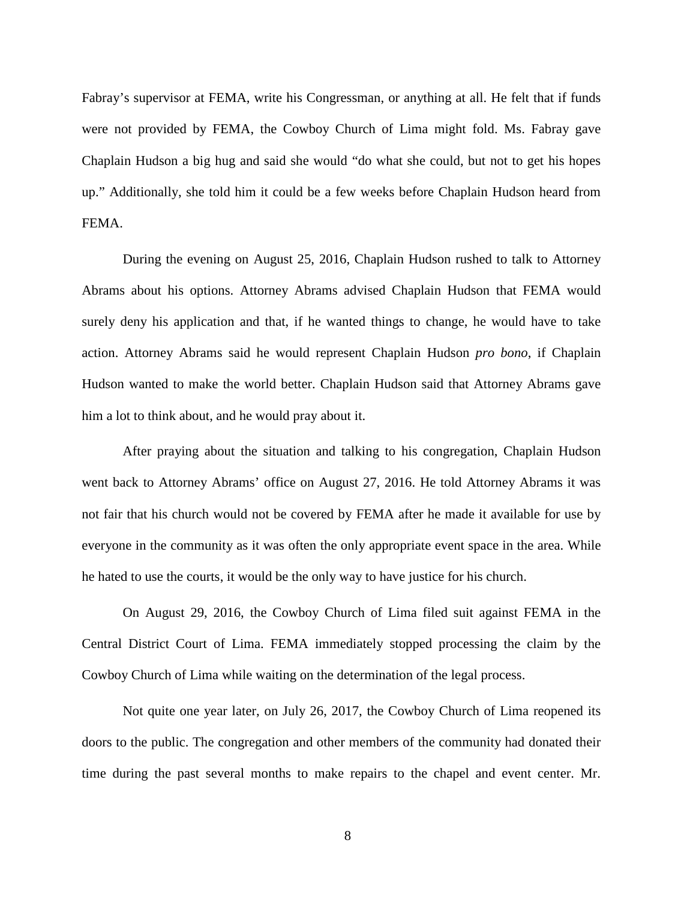Fabray's supervisor at FEMA, write his Congressman, or anything at all. He felt that if funds were not provided by FEMA, the Cowboy Church of Lima might fold. Ms. Fabray gave Chaplain Hudson a big hug and said she would "do what she could, but not to get his hopes up." Additionally, she told him it could be a few weeks before Chaplain Hudson heard from FEMA.

During the evening on August 25, 2016, Chaplain Hudson rushed to talk to Attorney Abrams about his options. Attorney Abrams advised Chaplain Hudson that FEMA would surely deny his application and that, if he wanted things to change, he would have to take action. Attorney Abrams said he would represent Chaplain Hudson *pro bono*, if Chaplain Hudson wanted to make the world better. Chaplain Hudson said that Attorney Abrams gave him a lot to think about, and he would pray about it.

After praying about the situation and talking to his congregation, Chaplain Hudson went back to Attorney Abrams' office on August 27, 2016. He told Attorney Abrams it was not fair that his church would not be covered by FEMA after he made it available for use by everyone in the community as it was often the only appropriate event space in the area. While he hated to use the courts, it would be the only way to have justice for his church.

On August 29, 2016, the Cowboy Church of Lima filed suit against FEMA in the Central District Court of Lima. FEMA immediately stopped processing the claim by the Cowboy Church of Lima while waiting on the determination of the legal process.

Not quite one year later, on July 26, 2017, the Cowboy Church of Lima reopened its doors to the public. The congregation and other members of the community had donated their time during the past several months to make repairs to the chapel and event center. Mr.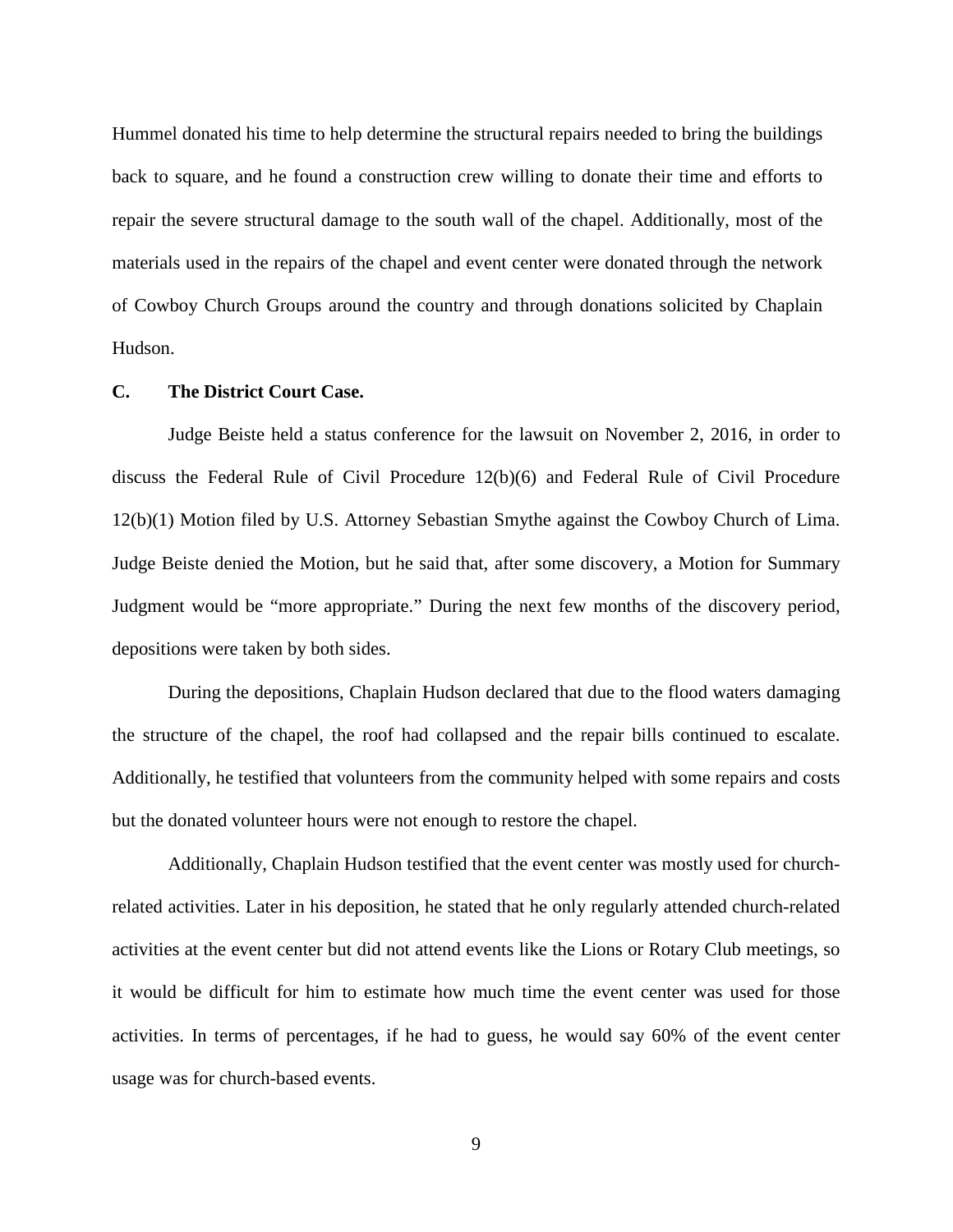Hummel donated his time to help determine the structural repairs needed to bring the buildings back to square, and he found a construction crew willing to donate their time and efforts to repair the severe structural damage to the south wall of the chapel. Additionally, most of the materials used in the repairs of the chapel and event center were donated through the network of Cowboy Church Groups around the country and through donations solicited by Chaplain Hudson.

**C. The District Court Case.**

Judge Beiste held a status conference for the lawsuit on November 2, 2016, in order to discuss the Federal Rule of Civil Procedure 12(b)(6) and Federal Rule of Civil Procedure 12(b)(1) Motion filed by U.S. Attorney Sebastian Smythe against the Cowboy Church of Lima. Judge Beiste denied the Motion, but he said that, after some discovery, a Motion for Summary Judgment would be "more appropriate." During the next few months of the discovery period, depositions were taken by both sides.

During the depositions, Chaplain Hudson declared that due to the flood waters damaging the structure of the chapel, the roof had collapsed and the repair bills continued to escalate. Additionally, he testified that volunteers from the community helped with some repairs and costs but the donated volunteer hours were not enough to restore the chapel.

Additionally, Chaplain Hudson testified that the event center was mostly used for church-related activities. Later in his deposition, he stated that he only regularly attended church-related activities at the event center but did not attend events like the Lions or Rotary Club meetings, so it would be difficult for him to estimate how much time the event center was used for those activities. In terms of percentages, if he had to guess, he would say 60% of the event center usage was for church-based events.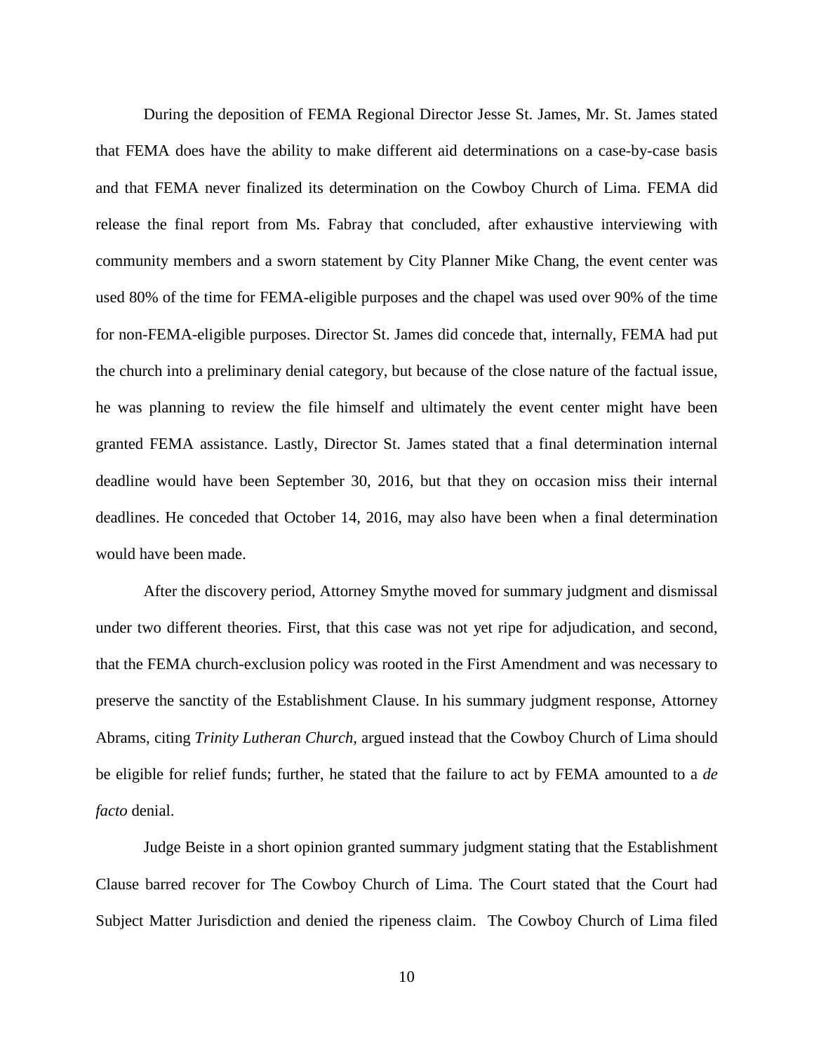During the deposition of FEMA Regional Director Jesse St. James, Mr. St. James stated that FEMA does have the ability to make different aid determinations on a case-by-case basis and that FEMA never finalized its determination on the Cowboy Church of Lima. FEMA did release the final report from Ms. Fabray that concluded, after exhaustive interviewing with community members and a sworn statement by City Planner Mike Chang, the event center was used 80% of the time for FEMA-eligible purposes and the chapel was used over 90% of the time for non-FEMA-eligible purposes. Director St. James did concede that, internally, FEMA had put the church into a preliminary denial category, but because of the close nature of the factual issue, he was planning to review the file himself and ultimately the event center might have been granted FEMA assistance. Lastly, Director St. James stated that a final determination internal deadline would have been September 30, 2016, but that they on occasion miss their internal deadlines. He conceded that October 14, 2016, may also have been when a final determination would have been made.

After the discovery period, Attorney Smythe moved for summary judgment and dismissal under two different theories. First, that this case was not yet ripe for adjudication, and second, that the FEMA church-exclusion policy was rooted in the First Amendment and was necessary to preserve the sanctity of the Establishment Clause. In his summary judgment response, Attorney Abrams, citing *Trinity Lutheran Church*, argued instead that the Cowboy Church of Lima should be eligible for relief funds; further, he stated that the failure to act by FEMA amounted to a *de facto* denial.

Judge Beiste in a short opinion granted summary judgment stating that the Establishment Clause barred recover for The Cowboy Church of Lima. The Court stated that the Court had Subject Matter Jurisdiction and denied the ripeness claim. The Cowboy Church of Lima filed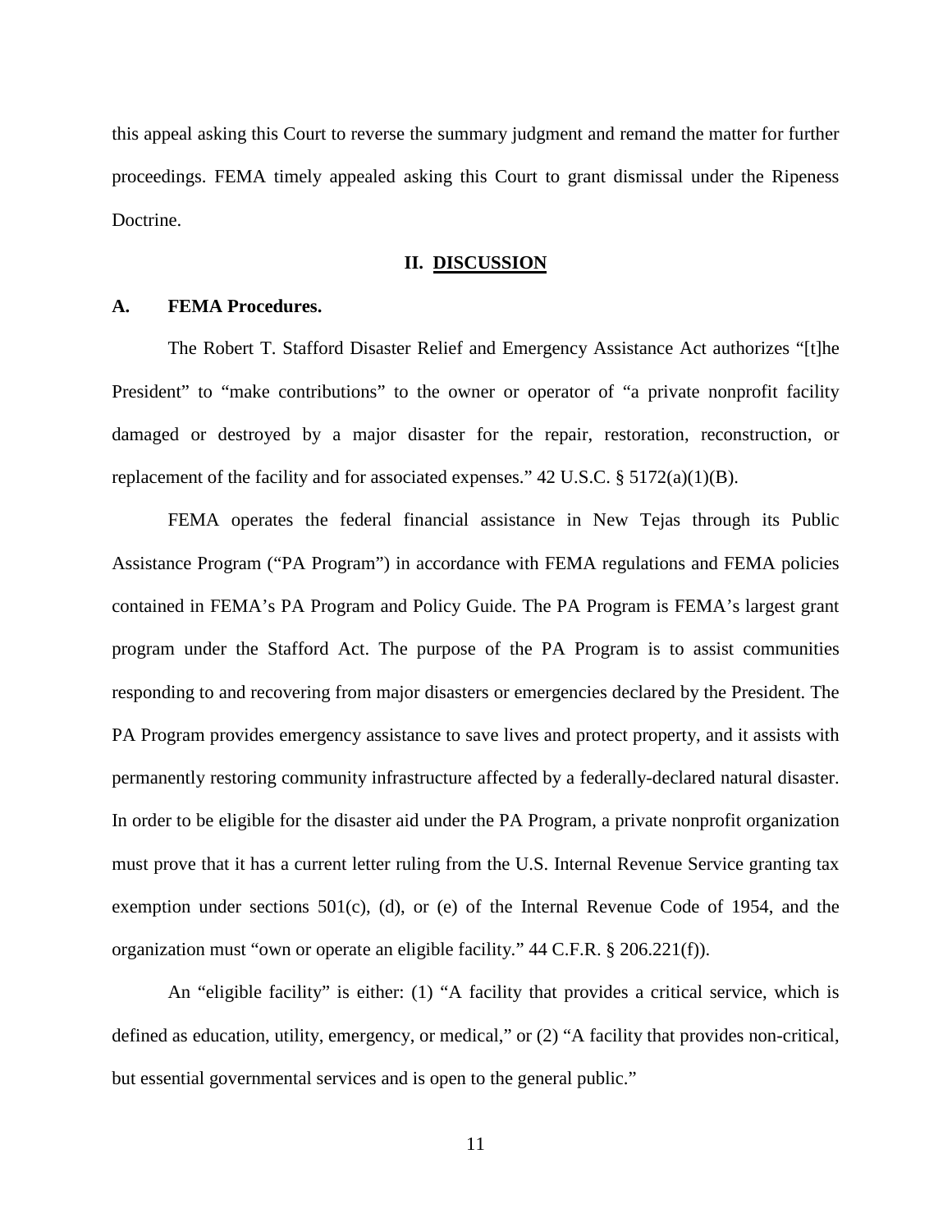this appeal asking this Court to reverse the summary judgment and remand the matter for further proceedings. FEMA timely appealed asking this Court to grant dismissal under the Ripeness Doctrine.

## II. DISCUSSION

### A. FEMA Procedures.

The Robert T. Stafford Disaster Relief and Emergency Assistance Act authorizes "[t]he President" to "make contributions" to the owner or operator of "a private nonprofit facility damaged or destroyed by a major disaster for the repair, restoration, reconstruction, or replacement of the facility and for associated expenses." 42 U.S.C. § 5172(a)(1)(B).

FEMA operates the federal financial assistance in New Tejas through its Public Assistance Program ("PA Program") in accordance with FEMA regulations and FEMA policies contained in FEMA's PA Program and Policy Guide. The PA Program is FEMA's largest grant program under the Stafford Act. The purpose of the PA Program is to assist communities responding to and recovering from major disasters or emergencies declared by the President. The PA Program provides emergency assistance to save lives and protect property, and it assists with permanently restoring community infrastructure affected by a federally-declared natural disaster. In order to be eligible for the disaster aid under the PA Program, a private nonprofit organization must prove that it has a current letter ruling from the U.S. Internal Revenue Service granting tax exemption under sections 501(c), (d), or (e) of the Internal Revenue Code of 1954, and the organization must "own or operate an eligible facility." 44 C.F.R. § 206.221(f)).

An "eligible facility" is either: (1) "A facility that provides a critical service, which is defined as education, utility, emergency, or medical," or (2) "A facility that provides non-critical, but essential governmental services and is open to the general public."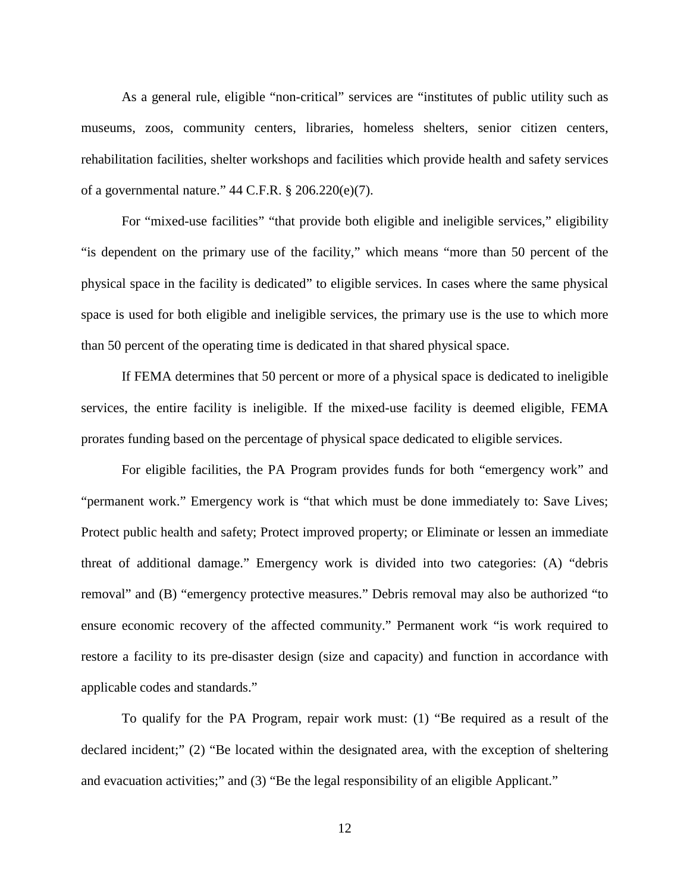As a general rule, eligible "non-critical" services are "institutes of public utility such as museums, zoos, community centers, libraries, homeless shelters, senior citizen centers, rehabilitation facilities, shelter workshops and facilities which provide health and safety services of a governmental nature." 44 C.F.R. § 206.220(e)(7).

For "mixed-use facilities" "that provide both eligible and ineligible services," eligibility "is dependent on the primary use of the facility," which means "more than 50 percent of the physical space in the facility is dedicated" to eligible services. In cases where the same physical space is used for both eligible and ineligible services, the primary use is the use to which more than 50 percent of the operating time is dedicated in that shared physical space.

If FEMA determines that 50 percent or more of a physical space is dedicated to ineligible services, the entire facility is ineligible. If the mixed-use facility is deemed eligible, FEMA prorates funding based on the percentage of physical space dedicated to eligible services.

For eligible facilities, the PA Program provides funds for both "emergency work" and "permanent work." Emergency work is "that which must be done immediately to: Save Lives; Protect public health and safety; Protect improved property; or Eliminate or lessen an immediate threat of additional damage." Emergency work is divided into two categories: (A) "debris removal" and (B) "emergency protective measures." Debris removal may also be authorized "to ensure economic recovery of the affected community." Permanent work "is work required to restore a facility to its pre-disaster design (size and capacity) and function in accordance with applicable codes and standards."

To qualify for the PA Program, repair work must: (1) "Be required as a result of the declared incident;" (2) "Be located within the designated area, with the exception of sheltering and evacuation activities;" and (3) "Be the legal responsibility of an eligible Applicant."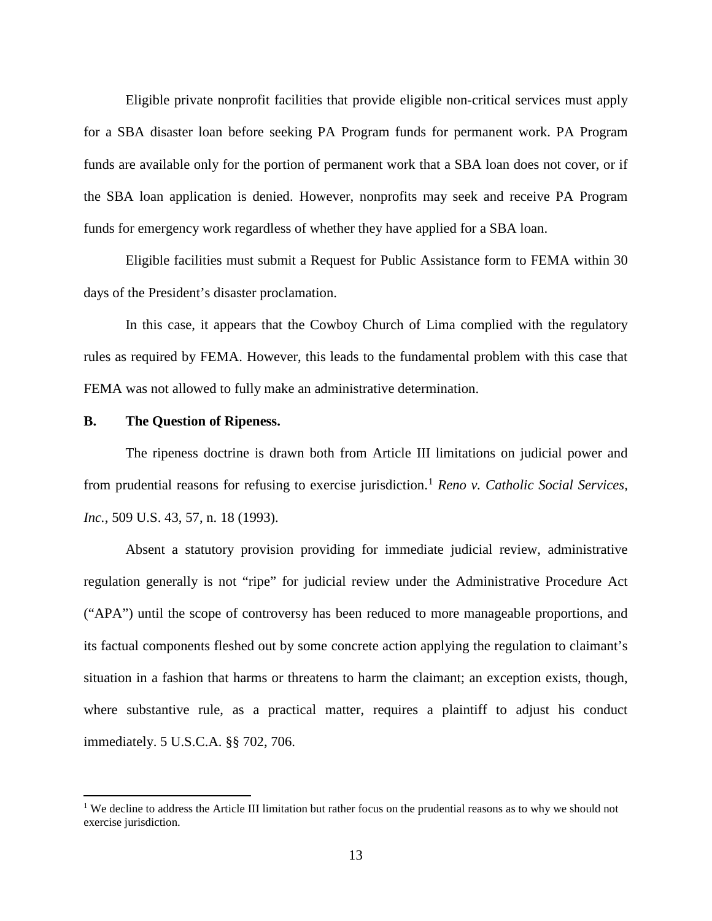Eligible private nonprofit facilities that provide eligible non-critical services must apply for a SBA disaster loan before seeking PA Program funds for permanent work. PA Program funds are available only for the portion of permanent work that a SBA loan does not cover, or if the SBA loan application is denied. However, nonprofits may seek and receive PA Program funds for emergency work regardless of whether they have applied for a SBA loan.

Eligible facilities must submit a Request for Public Assistance form to FEMA within 30 days of the President's disaster proclamation.

In this case, it appears that the Cowboy Church of Lima complied with the regulatory rules as required by FEMA. However, this leads to the fundamental problem with this case that FEMA was not allowed to fully make an administrative determination.

**B. The Question of Ripeness.**

The ripeness doctrine is drawn both from Article III limitations on judicial power and from prudential reasons for refusing to exercise jurisdiction.[1] *Reno v. Catholic Social Services, Inc.*, 509 U.S. 43, 57, n. 18 (1993).

Absent a statutory provision providing for immediate judicial review, administrative regulation generally is not "ripe" for judicial review under the Administrative Procedure Act ("APA") until the scope of controversy has been reduced to more manageable proportions, and its factual components fleshed out by some concrete action applying the regulation to claimant's situation in a fashion that harms or threatens to harm the claimant; an exception exists, though, where substantive rule, as a practical matter, requires a plaintiff to adjust his conduct immediately. 5 U.S.C.A. §§ 702, 706.

[1] We decline to address the Article III limitation but rather focus on the prudential reasons as to why we should not exercise jurisdiction.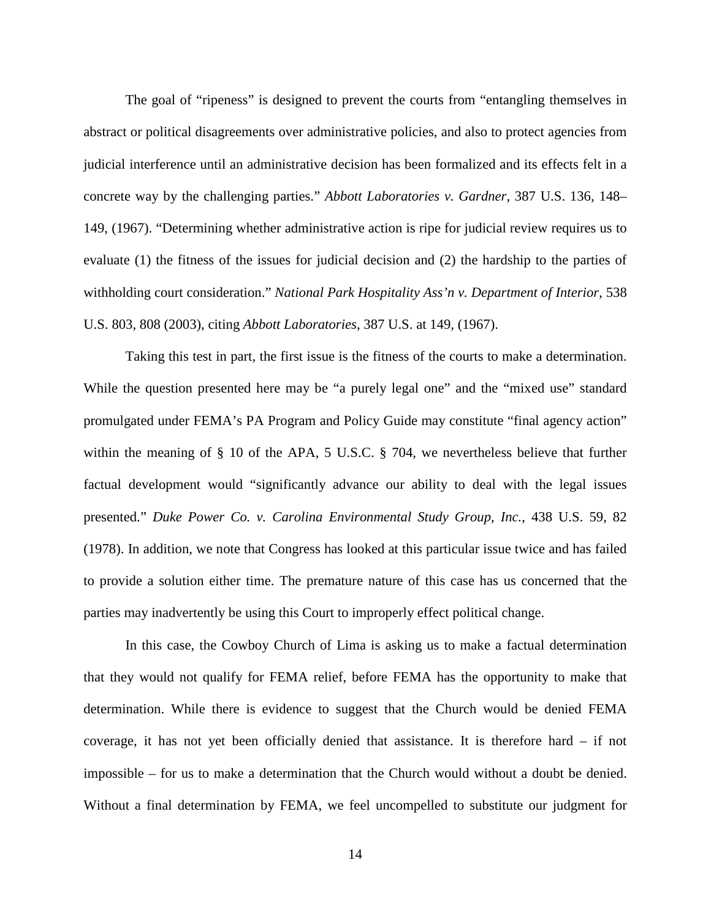The goal of "ripeness" is designed to prevent the courts from "entangling themselves in abstract or political disagreements over administrative policies, and also to protect agencies from judicial interference until an administrative decision has been formalized and its effects felt in a concrete way by the challenging parties." *Abbott Laboratories v. Gardner*, 387 U.S. 136, 148–149, (1967). "Determining whether administrative action is ripe for judicial review requires us to evaluate (1) the fitness of the issues for judicial decision and (2) the hardship to the parties of withholding court consideration." *National Park Hospitality Ass'n v. Department of Interior*, 538 U.S. 803, 808 (2003), citing *Abbott Laboratories*, 387 U.S. at 149, (1967).

Taking this test in part, the first issue is the fitness of the courts to make a determination. While the question presented here may be "a purely legal one" and the "mixed use" standard promulgated under FEMA's PA Program and Policy Guide may constitute "final agency action" within the meaning of § 10 of the APA, 5 U.S.C. § 704, we nevertheless believe that further factual development would "significantly advance our ability to deal with the legal issues presented." *Duke Power Co. v. Carolina Environmental Study Group, Inc.*, 438 U.S. 59, 82 (1978). In addition, we note that Congress has looked at this particular issue twice and has failed to provide a solution either time. The premature nature of this case has us concerned that the parties may inadvertently be using this Court to improperly effect political change.

In this case, the Cowboy Church of Lima is asking us to make a factual determination that they would not qualify for FEMA relief, before FEMA has the opportunity to make that determination. While there is evidence to suggest that the Church would be denied FEMA coverage, it has not yet been officially denied that assistance. It is therefore hard – if not impossible – for us to make a determination that the Church would without a doubt be denied. Without a final determination by FEMA, we feel uncompelled to substitute our judgment for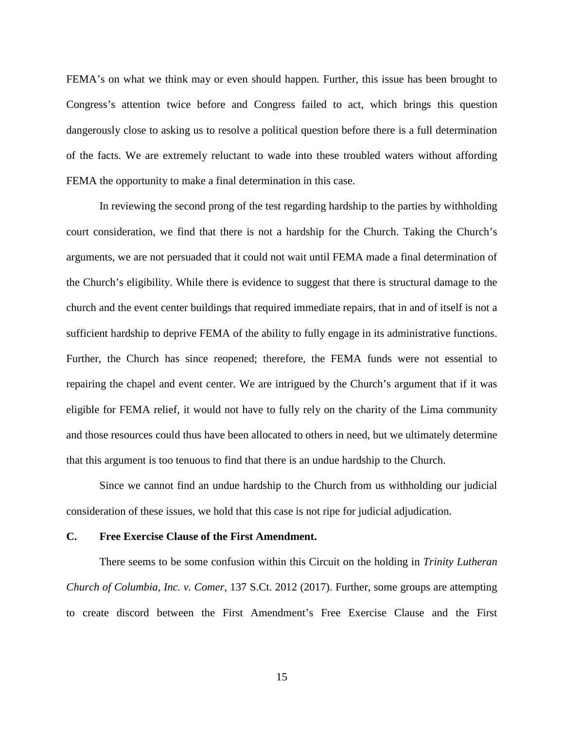FEMA's on what we think may or even should happen. Further, this issue has been brought to Congress's attention twice before and Congress failed to act, which brings this question dangerously close to asking us to resolve a political question before there is a full determination of the facts. We are extremely reluctant to wade into these troubled waters without affording FEMA the opportunity to make a final determination in this case.

In reviewing the second prong of the test regarding hardship to the parties by withholding court consideration, we find that there is not a hardship for the Church. Taking the Church's arguments, we are not persuaded that it could not wait until FEMA made a final determination of the Church's eligibility. While there is evidence to suggest that there is structural damage to the church and the event center buildings that required immediate repairs, that in and of itself is not a sufficient hardship to deprive FEMA of the ability to fully engage in its administrative functions. Further, the Church has since reopened; therefore, the FEMA funds were not essential to repairing the chapel and event center. We are intrigued by the Church's argument that if it was eligible for FEMA relief, it would not have to fully rely on the charity of the Lima community and those resources could thus have been allocated to others in need, but we ultimately determine that this argument is too tenuous to find that there is an undue hardship to the Church.

Since we cannot find an undue hardship to the Church from us withholding our judicial consideration of these issues, we hold that this case is not ripe for judicial adjudication.

### C. Free Exercise Clause of the First Amendment.

There seems to be some confusion within this Circuit on the holding in *Trinity Lutheran Church of Columbia, Inc. v. Comer*, 137 S.Ct. 2012 (2017). Further, some groups are attempting to create discord between the First Amendment's Free Exercise Clause and the First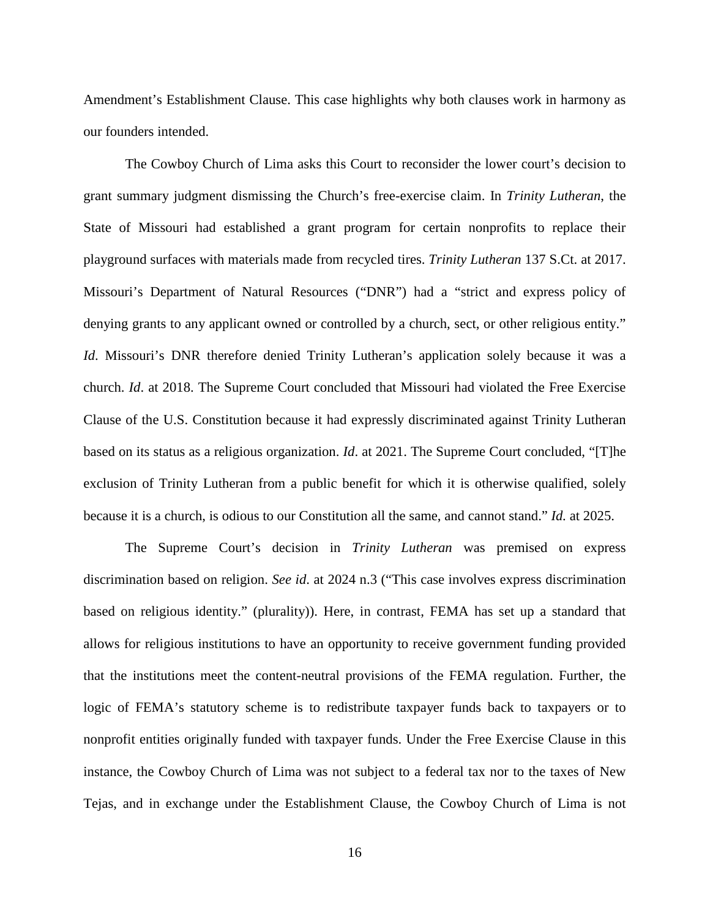Amendment's Establishment Clause. This case highlights why both clauses work in harmony as our founders intended.

The Cowboy Church of Lima asks this Court to reconsider the lower court's decision to grant summary judgment dismissing the Church's free-exercise claim. In *Trinity Lutheran*, the State of Missouri had established a grant program for certain nonprofits to replace their playground surfaces with materials made from recycled tires. *Trinity Lutheran* 137 S.Ct. at 2017. Missouri's Department of Natural Resources ("DNR") had a "strict and express policy of denying grants to any applicant owned or controlled by a church, sect, or other religious entity." *Id*. Missouri's DNR therefore denied Trinity Lutheran's application solely because it was a church. *Id*. at 2018. The Supreme Court concluded that Missouri had violated the Free Exercise Clause of the U.S. Constitution because it had expressly discriminated against Trinity Lutheran based on its status as a religious organization. *Id*. at 2021. The Supreme Court concluded, "[T]he exclusion of Trinity Lutheran from a public benefit for which it is otherwise qualified, solely because it is a church, is odious to our Constitution all the same, and cannot stand." *Id.* at 2025.

The Supreme Court's decision in *Trinity Lutheran* was premised on express discrimination based on religion. *See id*. at 2024 n.3 ("This case involves express discrimination based on religious identity." (plurality)). Here, in contrast, FEMA has set up a standard that allows for religious institutions to have an opportunity to receive government funding provided that the institutions meet the content-neutral provisions of the FEMA regulation. Further, the logic of FEMA's statutory scheme is to redistribute taxpayer funds back to taxpayers or to nonprofit entities originally funded with taxpayer funds. Under the Free Exercise Clause in this instance, the Cowboy Church of Lima was not subject to a federal tax nor to the taxes of New Tejas, and in exchange under the Establishment Clause, the Cowboy Church of Lima is not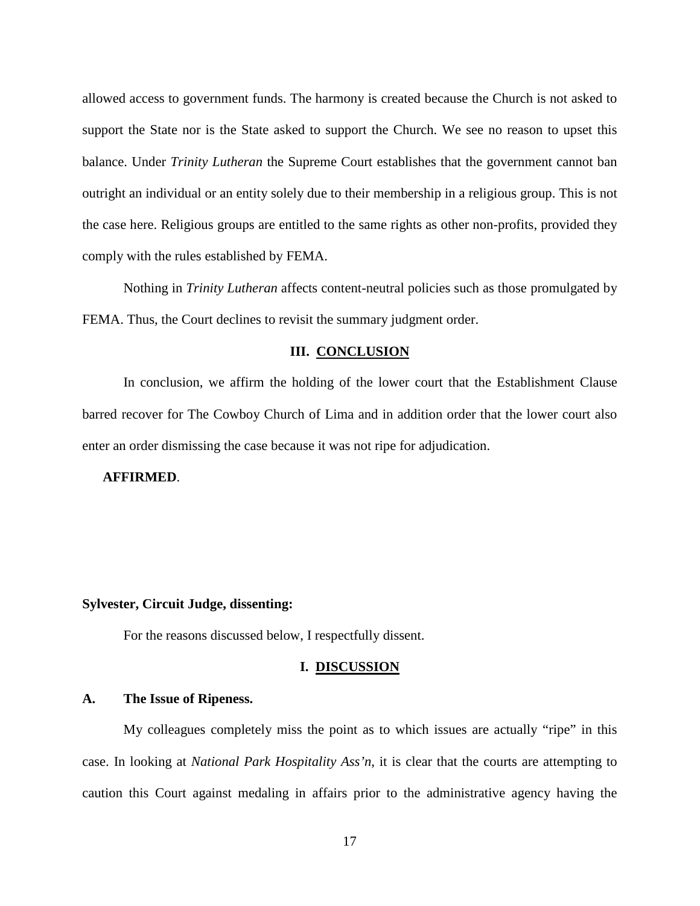allowed access to government funds. The harmony is created because the Church is not asked to support the State nor is the State asked to support the Church. We see no reason to upset this balance. Under *Trinity Lutheran* the Supreme Court establishes that the government cannot ban outright an individual or an entity solely due to their membership in a religious group. This is not the case here. Religious groups are entitled to the same rights as other non-profits, provided they comply with the rules established by FEMA.

Nothing in *Trinity Lutheran* affects content-neutral policies such as those promulgated by FEMA. Thus, the Court declines to revisit the summary judgment order.

## III. CONCLUSION

In conclusion, we affirm the holding of the lower court that the Establishment Clause barred recover for The Cowboy Church of Lima and in addition order that the lower court also enter an order dismissing the case because it was not ripe for adjudication.

**AFFIRMED**.

**Sylvester, Circuit Judge, dissenting:**

For the reasons discussed below, I respectfully dissent.

## I. DISCUSSION

### A. The Issue of Ripeness.

My colleagues completely miss the point as to which issues are actually "ripe" in this case. In looking at *National Park Hospitality Ass'n*, it is clear that the courts are attempting to caution this Court against medaling in affairs prior to the administrative agency having the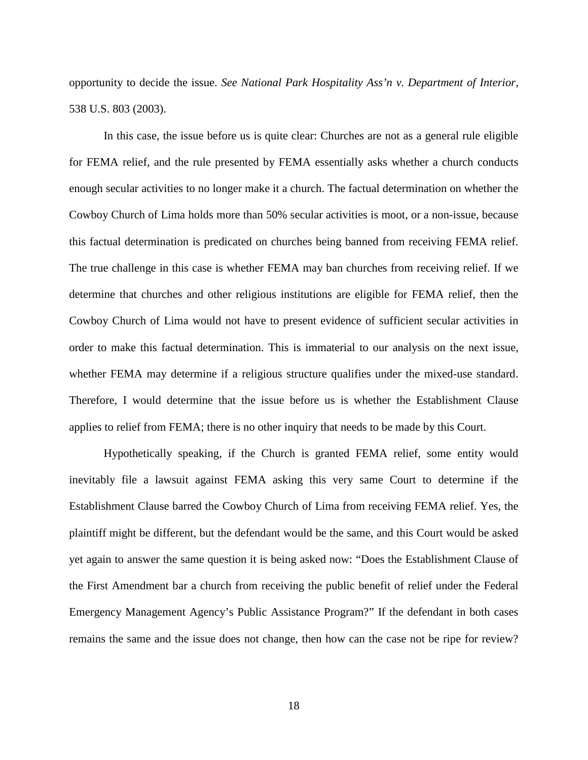opportunity to decide the issue. *See National Park Hospitality Ass'n v. Department of Interior*, 538 U.S. 803 (2003).

In this case, the issue before us is quite clear: Churches are not as a general rule eligible for FEMA relief, and the rule presented by FEMA essentially asks whether a church conducts enough secular activities to no longer make it a church. The factual determination on whether the Cowboy Church of Lima holds more than 50% secular activities is moot, or a non-issue, because this factual determination is predicated on churches being banned from receiving FEMA relief. The true challenge in this case is whether FEMA may ban churches from receiving relief. If we determine that churches and other religious institutions are eligible for FEMA relief, then the Cowboy Church of Lima would not have to present evidence of sufficient secular activities in order to make this factual determination. This is immaterial to our analysis on the next issue, whether FEMA may determine if a religious structure qualifies under the mixed-use standard. Therefore, I would determine that the issue before us is whether the Establishment Clause applies to relief from FEMA; there is no other inquiry that needs to be made by this Court.

Hypothetically speaking, if the Church is granted FEMA relief, some entity would inevitably file a lawsuit against FEMA asking this very same Court to determine if the Establishment Clause barred the Cowboy Church of Lima from receiving FEMA relief. Yes, the plaintiff might be different, but the defendant would be the same, and this Court would be asked yet again to answer the same question it is being asked now: "Does the Establishment Clause of the First Amendment bar a church from receiving the public benefit of relief under the Federal Emergency Management Agency's Public Assistance Program?" If the defendant in both cases remains the same and the issue does not change, then how can the case not be ripe for review?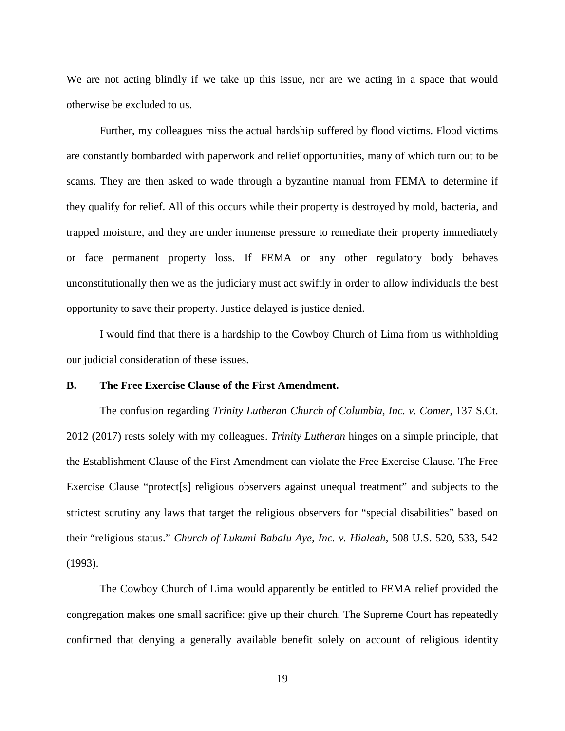We are not acting blindly if we take up this issue, nor are we acting in a space that would otherwise be excluded to us.

Further, my colleagues miss the actual hardship suffered by flood victims. Flood victims are constantly bombarded with paperwork and relief opportunities, many of which turn out to be scams. They are then asked to wade through a byzantine manual from FEMA to determine if they qualify for relief. All of this occurs while their property is destroyed by mold, bacteria, and trapped moisture, and they are under immense pressure to remediate their property immediately or face permanent property loss. If FEMA or any other regulatory body behaves unconstitutionally then we as the judiciary must act swiftly in order to allow individuals the best opportunity to save their property. Justice delayed is justice denied.

I would find that there is a hardship to the Cowboy Church of Lima from us withholding our judicial consideration of these issues.

**B. The Free Exercise Clause of the First Amendment.**

The confusion regarding *Trinity Lutheran Church of Columbia, Inc. v. Comer*, 137 S.Ct. 2012 (2017) rests solely with my colleagues. *Trinity Lutheran* hinges on a simple principle, that the Establishment Clause of the First Amendment can violate the Free Exercise Clause. The Free Exercise Clause "protect[s] religious observers against unequal treatment" and subjects to the strictest scrutiny any laws that target the religious observers for "special disabilities" based on their "religious status." *Church of Lukumi Babalu Aye, Inc. v. Hialeah*, 508 U.S. 520, 533, 542 (1993).

The Cowboy Church of Lima would apparently be entitled to FEMA relief provided the congregation makes one small sacrifice: give up their church. The Supreme Court has repeatedly confirmed that denying a generally available benefit solely on account of religious identity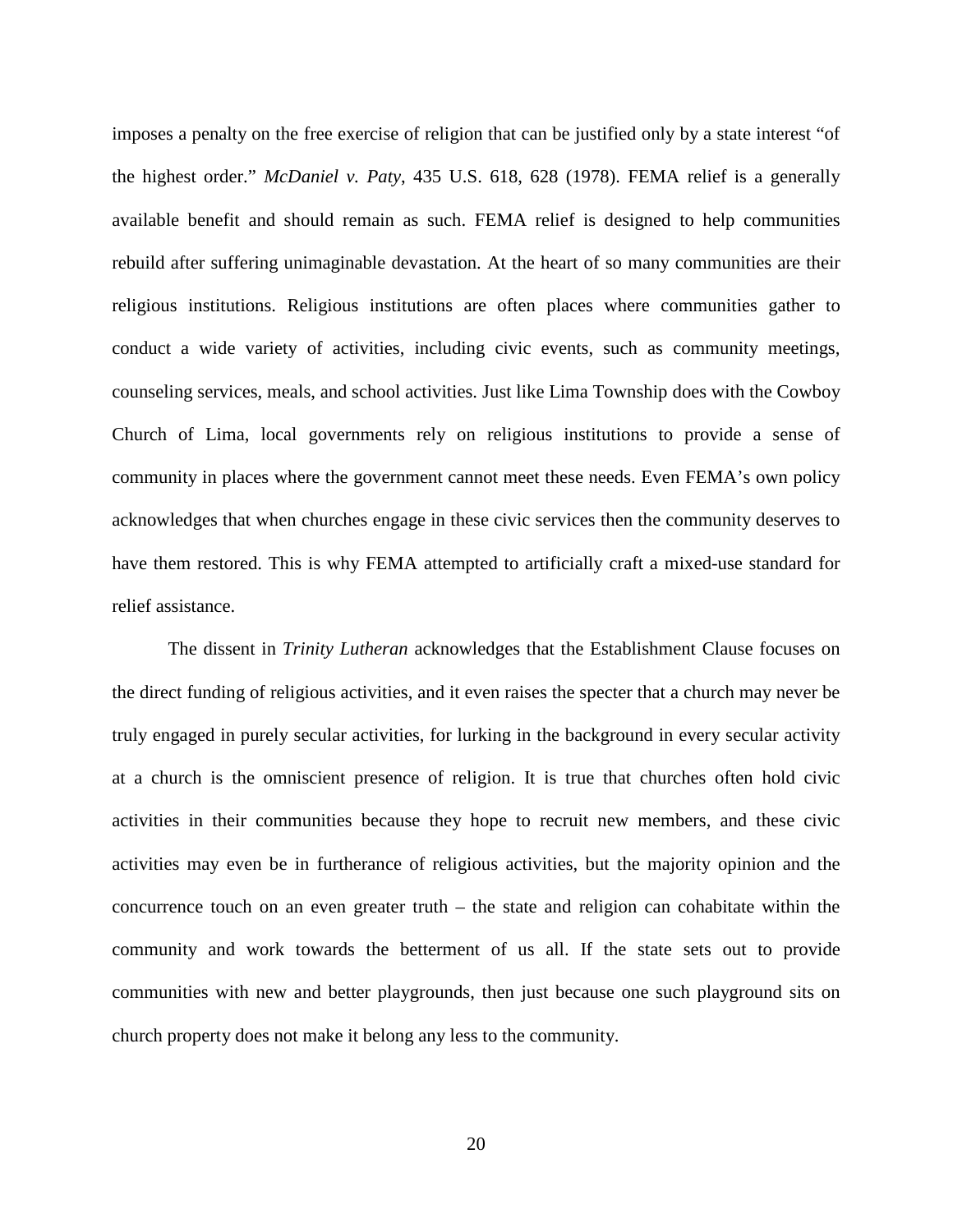imposes a penalty on the free exercise of religion that can be justified only by a state interest "of the highest order." *McDaniel v. Paty*, 435 U.S. 618, 628 (1978). FEMA relief is a generally available benefit and should remain as such. FEMA relief is designed to help communities rebuild after suffering unimaginable devastation. At the heart of so many communities are their religious institutions. Religious institutions are often places where communities gather to conduct a wide variety of activities, including civic events, such as community meetings, counseling services, meals, and school activities. Just like Lima Township does with the Cowboy Church of Lima, local governments rely on religious institutions to provide a sense of community in places where the government cannot meet these needs. Even FEMA's own policy acknowledges that when churches engage in these civic services then the community deserves to have them restored. This is why FEMA attempted to artificially craft a mixed-use standard for relief assistance.

The dissent in *Trinity Lutheran* acknowledges that the Establishment Clause focuses on the direct funding of religious activities, and it even raises the specter that a church may never be truly engaged in purely secular activities, for lurking in the background in every secular activity at a church is the omniscient presence of religion. It is true that churches often hold civic activities in their communities because they hope to recruit new members, and these civic activities may even be in furtherance of religious activities, but the majority opinion and the concurrence touch on an even greater truth – the state and religion can cohabitate within the community and work towards the betterment of us all. If the state sets out to provide communities with new and better playgrounds, then just because one such playground sits on church property does not make it belong any less to the community.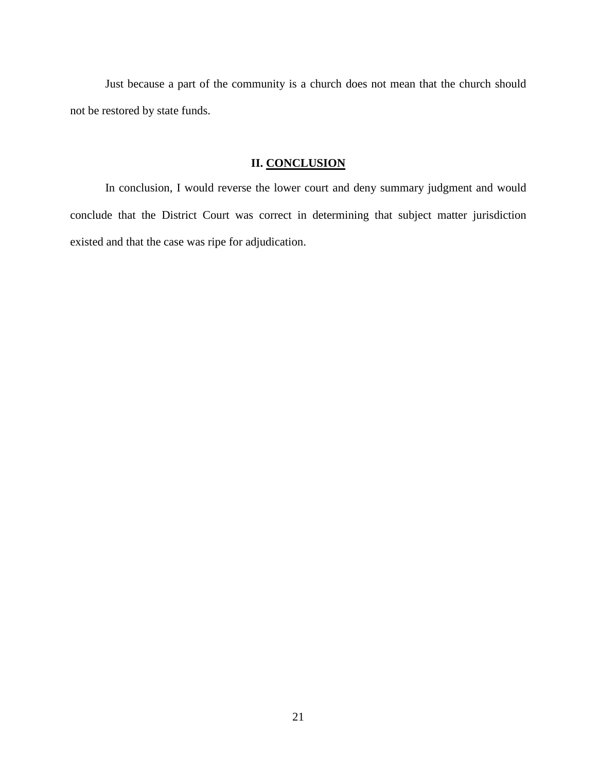Just because a part of the community is a church does not mean that the church should not be restored by state funds.

## II. CONCLUSION

In conclusion, I would reverse the lower court and deny summary judgment and would conclude that the District Court was correct in determining that subject matter jurisdiction existed and that the case was ripe for adjudication.